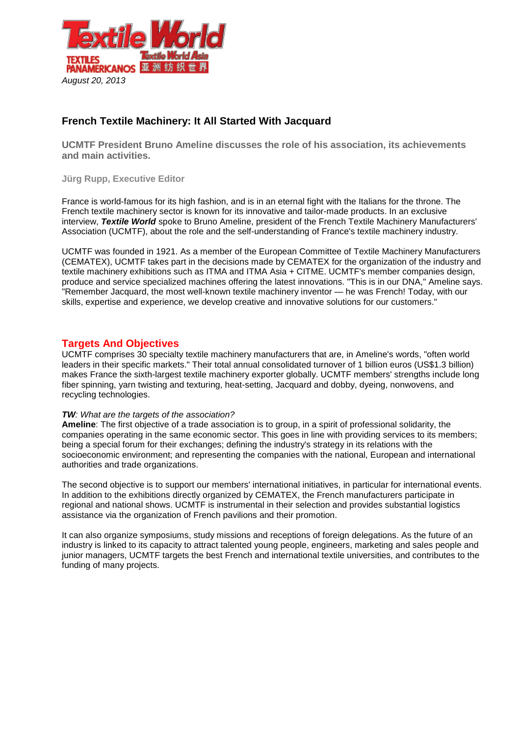*August 20, 2013*

# French Textile Machinery: It All Started With Jacquard

**UCMTF President Bruno Ameline discusses the role of his association, its achievements and main activities.**

**Jürg Rupp, Executive Editor**

France is world-famous for its high fashion, and is in an eternal fight with the Italians for the throne. The French textile machinery sector is known for its innovative and tailor-made products. In an exclusive interview, ***Textile World*** spoke to Bruno Ameline, president of the French Textile Machinery Manufacturers' Association (UCMTF), about the role and the self-understanding of France's textile machinery industry.

UCMTF was founded in 1921. As a member of the European Committee of Textile Machinery Manufacturers (CEMATEX), UCMTF takes part in the decisions made by CEMATEX for the organization of the industry and textile machinery exhibitions such as ITMA and ITMA Asia + CITME. UCMTF's member companies design, produce and service specialized machines offering the latest innovations. "This is in our DNA," Ameline says. "Remember Jacquard, the most well-known textile machinery inventor — he was French! Today, with our skills, expertise and experience, we develop creative and innovative solutions for our customers."

## Targets And Objectives

UCMTF comprises 30 specialty textile machinery manufacturers that are, in Ameline's words, "often world leaders in their specific markets." Their total annual consolidated turnover of 1 billion euros (US$1.3 billion) makes France the sixth-largest textile machinery exporter globally. UCMTF members' strengths include long fiber spinning, yarn twisting and texturing, heat-setting, Jacquard and dobby, dyeing, nonwovens, and recycling technologies.

***TW****: What are the targets of the association?*
**Ameline**: The first objective of a trade association is to group, in a spirit of professional solidarity, the companies operating in the same economic sector. This goes in line with providing services to its members; being a special forum for their exchanges; defining the industry's strategy in its relations with the socioeconomic environment; and representing the companies with the national, European and international authorities and trade organizations.

The second objective is to support our members' international initiatives, in particular for international events. In addition to the exhibitions directly organized by CEMATEX, the French manufacturers participate in regional and national shows. UCMTF is instrumental in their selection and provides substantial logistics assistance via the organization of French pavilions and their promotion.

It can also organize symposiums, study missions and receptions of foreign delegations. As the future of an industry is linked to its capacity to attract talented young people, engineers, marketing and sales people and junior managers, UCMTF targets the best French and international textile universities, and contributes to the funding of many projects.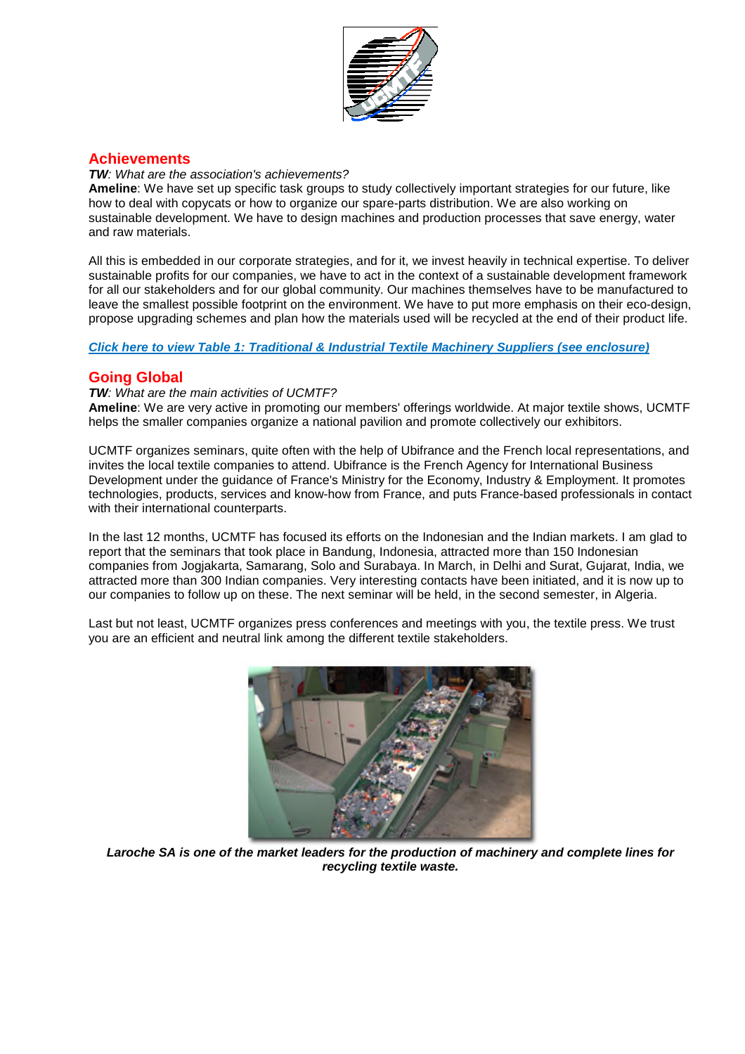## Achievements

***TW**: What are the association's achievements?*

**Ameline**: We have set up specific task groups to study collectively important strategies for our future, like how to deal with copycats or how to organize our spare-parts distribution. We are also working on sustainable development. We have to design machines and production processes that save energy, water and raw materials.

All this is embedded in our corporate strategies, and for it, we invest heavily in technical expertise. To deliver sustainable profits for our companies, we have to act in the context of a sustainable development framework for all our stakeholders and for our global community. Our machines themselves have to be manufactured to leave the smallest possible footprint on the environment. We have to put more emphasis on their eco-design, propose upgrading schemes and plan how the materials used will be recycled at the end of their product life.

***Click here to view Table 1: Traditional & Industrial Textile Machinery Suppliers (see enclosure)***

## Going Global

***TW**: What are the main activities of UCMTF?*

**Ameline**: We are very active in promoting our members' offerings worldwide. At major textile shows, UCMTF helps the smaller companies organize a national pavilion and promote collectively our exhibitors.

UCMTF organizes seminars, quite often with the help of Ubifrance and the French local representations, and invites the local textile companies to attend. Ubifrance is the French Agency for International Business Development under the guidance of France's Ministry for the Economy, Industry & Employment. It promotes technologies, products, services and know-how from France, and puts France-based professionals in contact with their international counterparts.

In the last 12 months, UCMTF has focused its efforts on the Indonesian and the Indian markets. I am glad to report that the seminars that took place in Bandung, Indonesia, attracted more than 150 Indonesian companies from Jogjakarta, Samarang, Solo and Surabaya. In March, in Delhi and Surat, Gujarat, India, we attracted more than 300 Indian companies. Very interesting contacts have been initiated, and it is now up to our companies to follow up on these. The next seminar will be held, in the second semester, in Algeria.

Last but not least, UCMTF organizes press conferences and meetings with you, the textile press. We trust you are an efficient and neutral link among the different textile stakeholders.

***Laroche SA is one of the market leaders for the production of machinery and complete lines for recycling textile waste.***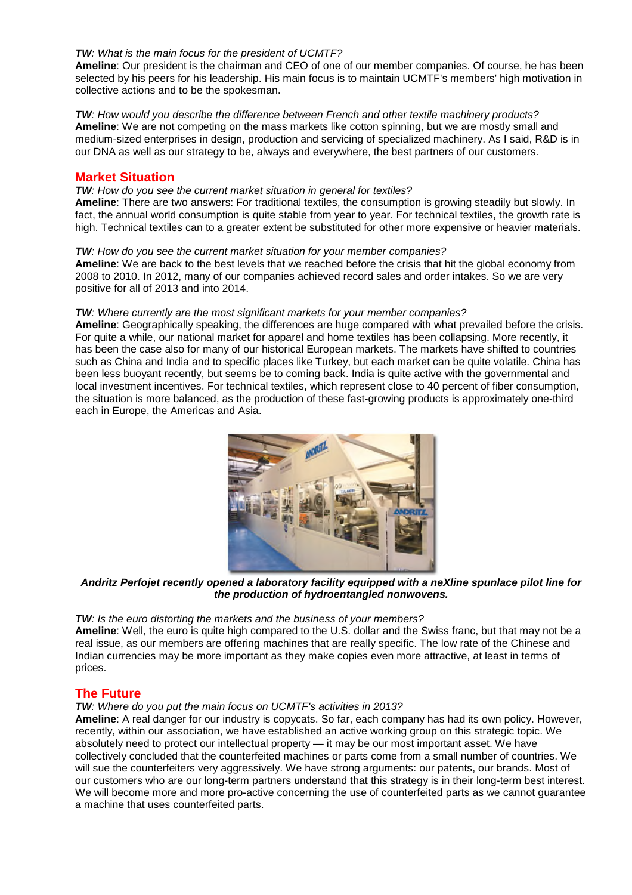***TW**: What is the main focus for the president of UCMTF?*
**Ameline**: Our president is the chairman and CEO of one of our member companies. Of course, he has been selected by his peers for his leadership. His main focus is to maintain UCMTF's members' high motivation in collective actions and to be the spokesman.

***TW**: How would you describe the difference between French and other textile machinery products?*
**Ameline**: We are not competing on the mass markets like cotton spinning, but we are mostly small and medium-sized enterprises in design, production and servicing of specialized machinery. As I said, R&D is in our DNA as well as our strategy to be, always and everywhere, the best partners of our customers.

## Market Situation

***TW**: How do you see the current market situation in general for textiles?*
**Ameline**: There are two answers: For traditional textiles, the consumption is growing steadily but slowly. In fact, the annual world consumption is quite stable from year to year. For technical textiles, the growth rate is high. Technical textiles can to a greater extent be substituted for other more expensive or heavier materials.

***TW**: How do you see the current market situation for your member companies?*
**Ameline**: We are back to the best levels that we reached before the crisis that hit the global economy from 2008 to 2010. In 2012, many of our companies achieved record sales and order intakes. So we are very positive for all of 2013 and into 2014.

***TW**: Where currently are the most significant markets for your member companies?*
**Ameline**: Geographically speaking, the differences are huge compared with what prevailed before the crisis. For quite a while, our national market for apparel and home textiles has been collapsing. More recently, it has been the case also for many of our historical European markets. The markets have shifted to countries such as China and India and to specific places like Turkey, but each market can be quite volatile. China has been less buoyant recently, but seems be to coming back. India is quite active with the governmental and local investment incentives. For technical textiles, which represent close to 40 percent of fiber consumption, the situation is more balanced, as the production of these fast-growing products is approximately one-third each in Europe, the Americas and Asia.

***Andritz Perfojet recently opened a laboratory facility equipped with a neXline spunlace pilot line for the production of hydroentangled nonwovens.***

***TW**: Is the euro distorting the markets and the business of your members?*
**Ameline**: Well, the euro is quite high compared to the U.S. dollar and the Swiss franc, but that may not be a real issue, as our members are offering machines that are really specific. The low rate of the Chinese and Indian currencies may be more important as they make copies even more attractive, at least in terms of prices.

## The Future

***TW**: Where do you put the main focus on UCMTF's activities in 2013?*
**Ameline**: A real danger for our industry is copycats. So far, each company has had its own policy. However, recently, within our association, we have established an active working group on this strategic topic. We absolutely need to protect our intellectual property — it may be our most important asset. We have collectively concluded that the counterfeited machines or parts come from a small number of countries. We will sue the counterfeiters very aggressively. We have strong arguments: our patents, our brands. Most of our customers who are our long-term partners understand that this strategy is in their long-term best interest. We will become more and more pro-active concerning the use of counterfeited parts as we cannot guarantee a machine that uses counterfeited parts.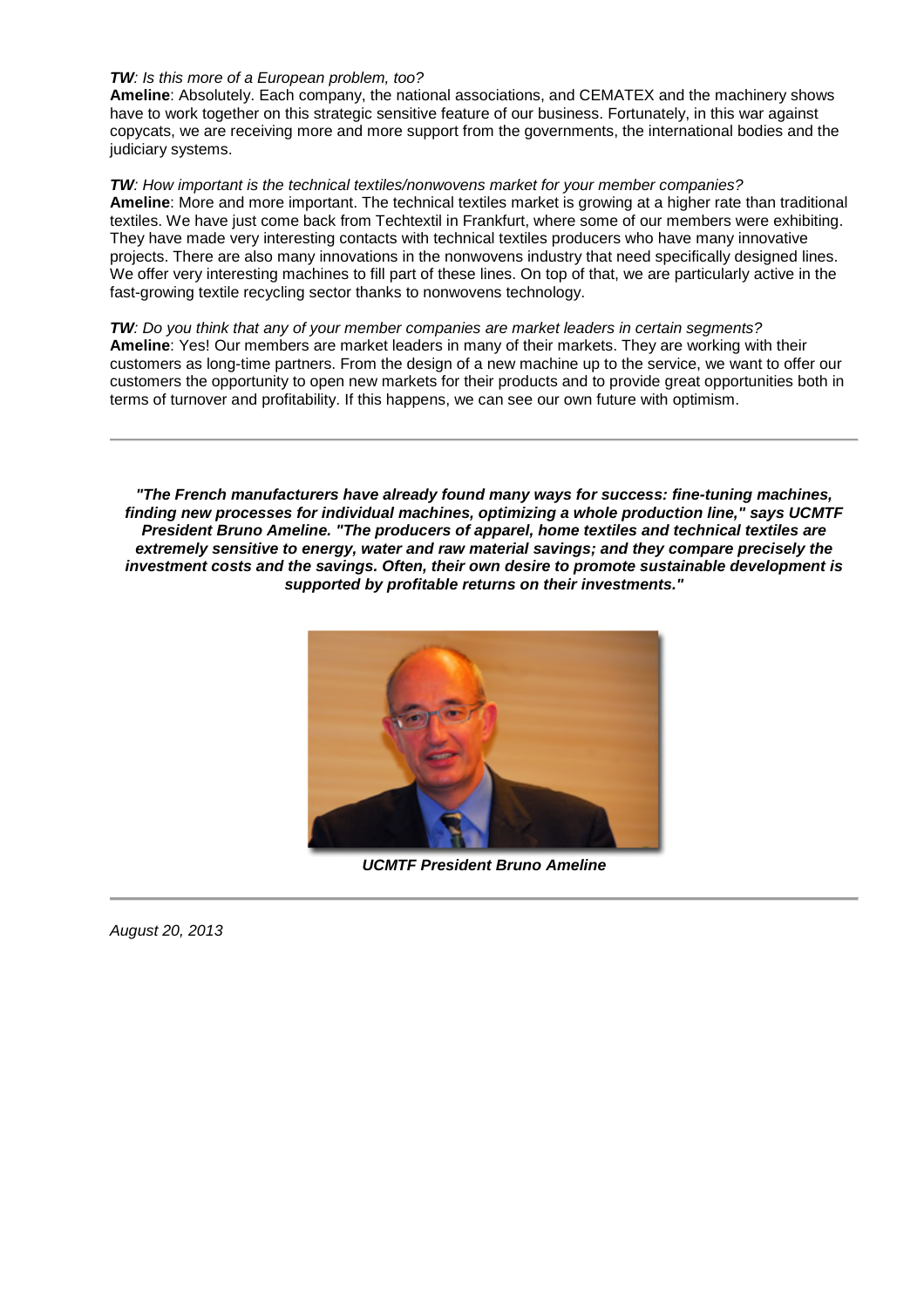***TW**: Is this more of a European problem, too?*
**Ameline**: Absolutely. Each company, the national associations, and CEMATEX and the machinery shows have to work together on this strategic sensitive feature of our business. Fortunately, in this war against copycats, we are receiving more and more support from the governments, the international bodies and the judiciary systems.

***TW**: How important is the technical textiles/nonwovens market for your member companies?*
**Ameline**: More and more important. The technical textiles market is growing at a higher rate than traditional textiles. We have just come back from Techtextil in Frankfurt, where some of our members were exhibiting. They have made very interesting contacts with technical textiles producers who have many innovative projects. There are also many innovations in the nonwovens industry that need specifically designed lines. We offer very interesting machines to fill part of these lines. On top of that, we are particularly active in the fast-growing textile recycling sector thanks to nonwovens technology.

***TW**: Do you think that any of your member companies are market leaders in certain segments?*
**Ameline**: Yes! Our members are market leaders in many of their markets. They are working with their customers as long-time partners. From the design of a new machine up to the service, we want to offer our customers the opportunity to open new markets for their products and to provide great opportunities both in terms of turnover and profitability. If this happens, we can see our own future with optimism.

---

***"The French manufacturers have already found many ways for success: fine-tuning machines, finding new processes for individual machines, optimizing a whole production line," says UCMTF President Bruno Ameline. "The producers of apparel, home textiles and technical textiles are extremely sensitive to energy, water and raw material savings; and they compare precisely the investment costs and the savings. Often, their own desire to promote sustainable development is supported by profitable returns on their investments."***

***UCMTF President Bruno Ameline***

---

*August 20, 2013*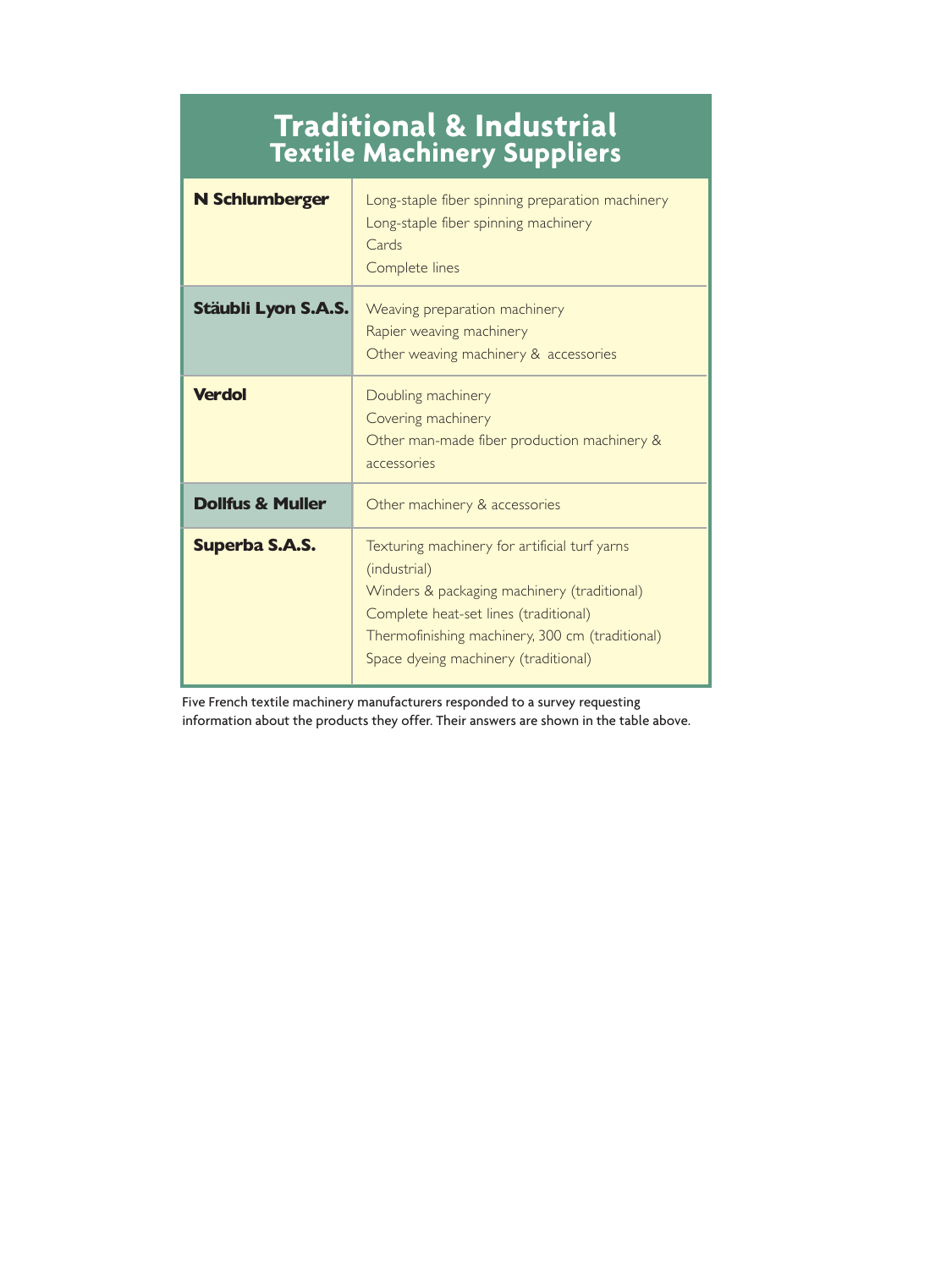# Traditional & Industrial Textile Machinery Suppliers

| | |
|---|---|
| **N Schlumberger** | Long-staple fiber spinning preparation machinery<br>Long-staple fiber spinning machinery<br>Cards<br>Complete lines |
| **Stäubli Lyon S.A.S.** | Weaving preparation machinery<br>Rapier weaving machinery<br>Other weaving machinery & accessories |
| **Verdol** | Doubling machinery<br>Covering machinery<br>Other man-made fiber production machinery & accessories |
| **Dollfus & Muller** | Other machinery & accessories |
| **Superba S.A.S.** | Texturing machinery for artificial turf yarns (industrial)<br>Winders & packaging machinery (traditional)<br>Complete heat-set lines (traditional)<br>Thermofinishing machinery, 300 cm (traditional)<br>Space dyeing machinery (traditional) |

Five French textile machinery manufacturers responded to a survey requesting information about the products they offer. Their answers are shown in the table above.